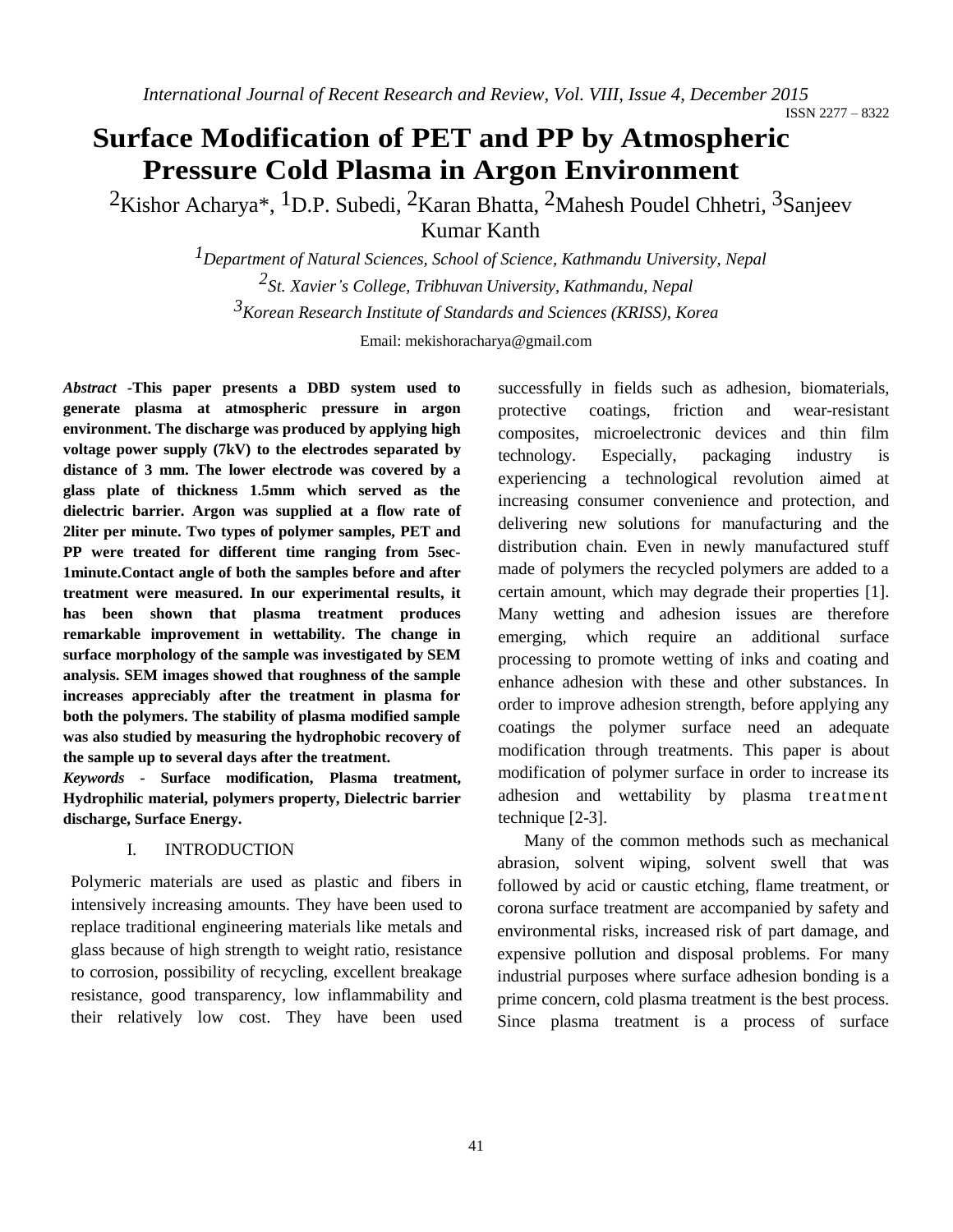# Surface Modification of PET and PP by Atmospheric Pressure Cold Plasma in Argon Environment

[2]Kishor Acharya*, [1]D.P. Subedi, [2]Karan Bhatta, [2]Mahesh Poudel Chhetri, [3]Sanjeev Kumar Kanth

*[1]Department of Natural Sciences, School of Science, Kathmandu University, Nepal*

*[2]St. Xavier's College, Tribhuvan University, Kathmandu, Nepal*

*[3]Korean Research Institute of Standards and Sciences (KRISS), Korea*

Email: mekishoracharya@gmail.com

***Abstract*** **-This paper presents a DBD system used to generate plasma at atmospheric pressure in argon environment. The discharge was produced by applying high voltage power supply (7kV) to the electrodes separated by distance of 3 mm. The lower electrode was covered by a glass plate of thickness 1.5mm which served as the dielectric barrier. Argon was supplied at a flow rate of 2liter per minute. Two types of polymer samples, PET and PP were treated for different time ranging from 5sec-1minute.Contact angle of both the samples before and after treatment were measured. In our experimental results, it has been shown that plasma treatment produces remarkable improvement in wettability. The change in surface morphology of the sample was investigated by SEM analysis. SEM images showed that roughness of the sample increases appreciably after the treatment in plasma for both the polymers. The stability of plasma modified sample was also studied by measuring the hydrophobic recovery of the sample up to several days after the treatment.**

***Keywords*** **- Surface modification, Plasma treatment, Hydrophilic material, polymers property, Dielectric barrier discharge, Surface Energy.**

## I. INTRODUCTION

Polymeric materials are used as plastic and fibers in intensively increasing amounts. They have been used to replace traditional engineering materials like metals and glass because of high strength to weight ratio, resistance to corrosion, possibility of recycling, excellent breakage resistance, good transparency, low inflammability and their relatively low cost. They have been used successfully in fields such as adhesion, biomaterials, protective coatings, friction and wear-resistant composites, microelectronic devices and thin film technology. Especially, packaging industry is experiencing a technological revolution aimed at increasing consumer convenience and protection, and delivering new solutions for manufacturing and the distribution chain. Even in newly manufactured stuff made of polymers the recycled polymers are added to a certain amount, which may degrade their properties [1]. Many wetting and adhesion issues are therefore emerging, which require an additional surface processing to promote wetting of inks and coating and enhance adhesion with these and other substances. In order to improve adhesion strength, before applying any coatings the polymer surface need an adequate modification through treatments. This paper is about modification of polymer surface in order to increase its adhesion and wettability by plasma treatment technique [2-3].

Many of the common methods such as mechanical abrasion, solvent wiping, solvent swell that was followed by acid or caustic etching, flame treatment, or corona surface treatment are accompanied by safety and environmental risks, increased risk of part damage, and expensive pollution and disposal problems. For many industrial purposes where surface adhesion bonding is a prime concern, cold plasma treatment is the best process. Since plasma treatment is a process of surface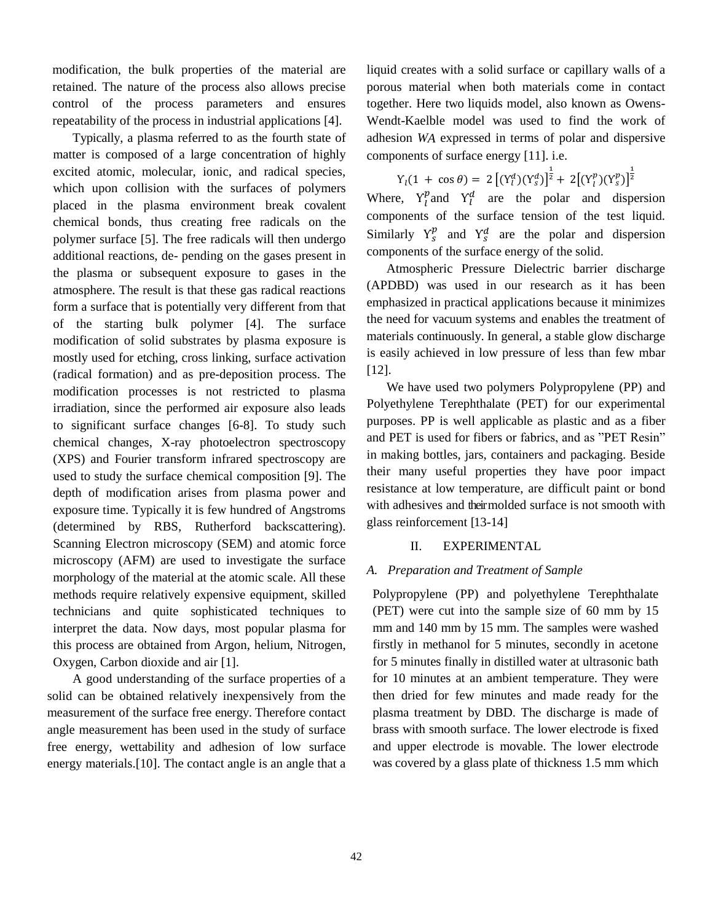modification, the bulk properties of the material are retained. The nature of the process also allows precise control of the process parameters and ensures repeatability of the process in industrial applications [4].

Typically, a plasma referred to as the fourth state of matter is composed of a large concentration of highly excited atomic, molecular, ionic, and radical species, which upon collision with the surfaces of polymers placed in the plasma environment break covalent chemical bonds, thus creating free radicals on the polymer surface [5]. The free radicals will then undergo additional reactions, de- pending on the gases present in the plasma or subsequent exposure to gases in the atmosphere. The result is that these gas radical reactions form a surface that is potentially very different from that of the starting bulk polymer [4]. The surface modification of solid substrates by plasma exposure is mostly used for etching, cross linking, surface activation (radical formation) and as pre-deposition process. The modification processes is not restricted to plasma irradiation, since the performed air exposure also leads to significant surface changes [6-8]. To study such chemical changes, X-ray photoelectron spectroscopy (XPS) and Fourier transform infrared spectroscopy are used to study the surface chemical composition [9]. The depth of modification arises from plasma power and exposure time. Typically it is few hundred of Angstroms (determined by RBS, Rutherford backscattering). Scanning Electron microscopy (SEM) and atomic force microscopy (AFM) are used to investigate the surface morphology of the material at the atomic scale. All these methods require relatively expensive equipment, skilled technicians and quite sophisticated techniques to interpret the data. Now days, most popular plasma for this process are obtained from Argon, helium, Nitrogen, Oxygen, Carbon dioxide and air [1].

A good understanding of the surface properties of a solid can be obtained relatively inexpensively from the measurement of the surface free energy. Therefore contact angle measurement has been used in the study of surface free energy, wettability and adhesion of low surface energy materials.[10]. The contact angle is an angle that a liquid creates with a solid surface or capillary walls of a porous material when both materials come in contact together. Here two liquids model, also known as Owens-Wendt-Kaelble model was used to find the work of adhesion $WA$ expressed in terms of polar and dispersive components of surface energy [11]. i.e.

$$\Upsilon_l(1 + \cos\theta) = 2\left[(\Upsilon_l^d)(\Upsilon_s^d)\right]^{\frac{1}{2}} + 2\left[(\Upsilon_l^p)(\Upsilon_s^p)\right]^{\frac{1}{2}}$$

Where, $\Upsilon_l^p$ and $\Upsilon_l^d$ are the polar and dispersion components of the surface tension of the test liquid. Similarly $\Upsilon_s^p$ and $\Upsilon_s^d$ are the polar and dispersion components of the surface energy of the solid.

Atmospheric Pressure Dielectric barrier discharge (APDBD) was used in our research as it has been emphasized in practical applications because it minimizes the need for vacuum systems and enables the treatment of materials continuously. In general, a stable glow discharge is easily achieved in low pressure of less than few mbar [12].

We have used two polymers Polypropylene (PP) and Polyethylene Terephthalate (PET) for our experimental purposes. PP is well applicable as plastic and as a fiber and PET is used for fibers or fabrics, and as "PET Resin" in making bottles, jars, containers and packaging. Beside their many useful properties they have poor impact resistance at low temperature, are difficult paint or bond with adhesives and their molded surface is not smooth with glass reinforcement [13-14]

## II. EXPERIMENTAL

### *A. Preparation and Treatment of Sample*

Polypropylene (PP) and polyethylene Terephthalate (PET) were cut into the sample size of 60 mm by 15 mm and 140 mm by 15 mm. The samples were washed firstly in methanol for 5 minutes, secondly in acetone for 5 minutes finally in distilled water at ultrasonic bath for 10 minutes at an ambient temperature. They were then dried for few minutes and made ready for the plasma treatment by DBD. The discharge is made of brass with smooth surface. The lower electrode is fixed and upper electrode is movable. The lower electrode was covered by a glass plate of thickness 1.5 mm which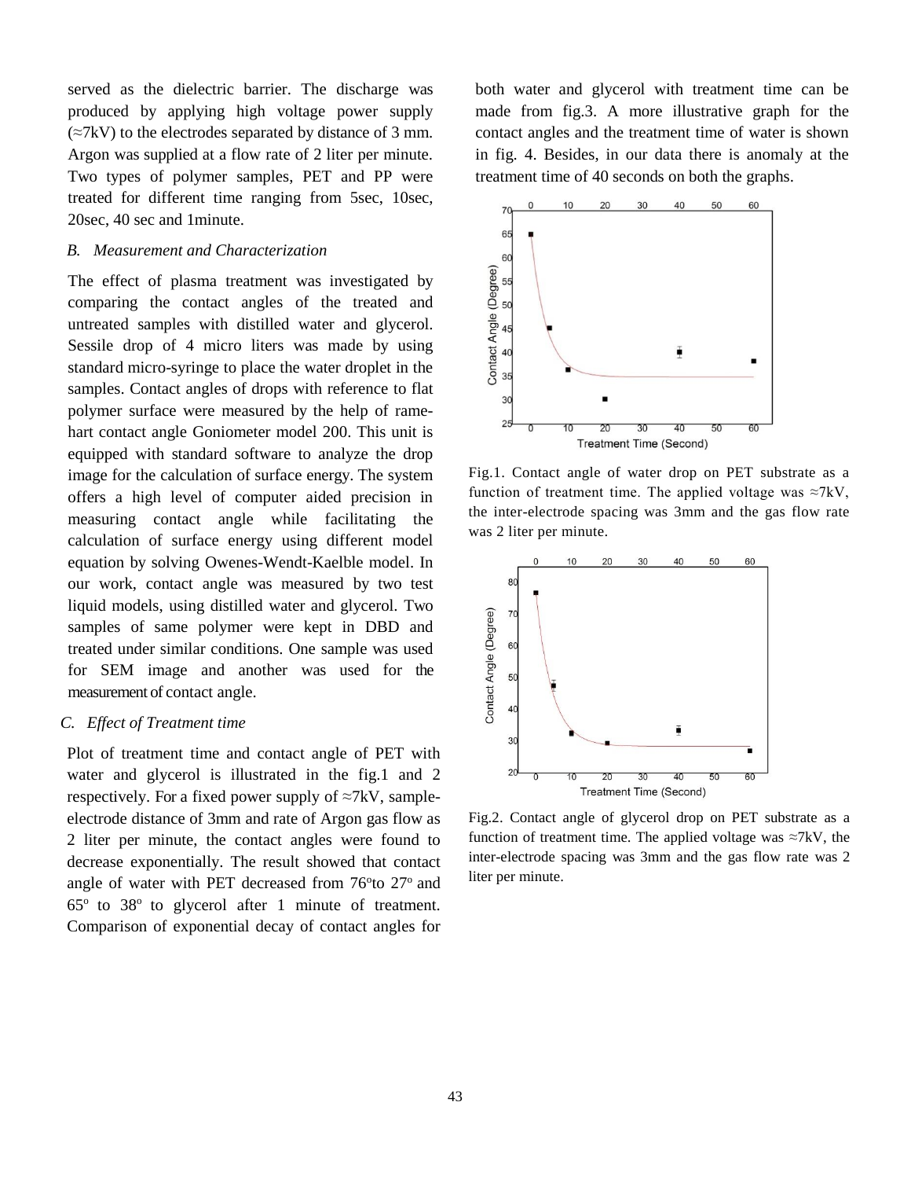served as the dielectric barrier. The discharge was produced by applying high voltage power supply (≈7kV) to the electrodes separated by distance of 3 mm. Argon was supplied at a flow rate of 2 liter per minute. Two types of polymer samples, PET and PP were treated for different time ranging from 5sec, 10sec, 20sec, 40 sec and 1minute.

### *B. Measurement and Characterization*

The effect of plasma treatment was investigated by comparing the contact angles of the treated and untreated samples with distilled water and glycerol. Sessile drop of 4 micro liters was made by using standard micro-syringe to place the water droplet in the samples. Contact angles of drops with reference to flat polymer surface were measured by the help of rame-hart contact angle Goniometer model 200. This unit is equipped with standard software to analyze the drop image for the calculation of surface energy. The system offers a high level of computer aided precision in measuring contact angle while facilitating the calculation of surface energy using different model equation by solving Owenes-Wendt-Kaelble model. In our work, contact angle was measured by two test liquid models, using distilled water and glycerol. Two samples of same polymer were kept in DBD and treated under similar conditions. One sample was used for SEM image and another was used for the measurement of contact angle.

### *C. Effect of Treatment time*

Plot of treatment time and contact angle of PET with water and glycerol is illustrated in the fig.1 and 2 respectively. For a fixed power supply of ≈7kV, sample-electrode distance of 3mm and rate of Argon gas flow as 2 liter per minute, the contact angles were found to decrease exponentially. The result showed that contact angle of water with PET decreased from 76°to 27° and 65° to 38° to glycerol after 1 minute of treatment. Comparison of exponential decay of contact angles for both water and glycerol with treatment time can be made from fig.3. A more illustrative graph for the contact angles and the treatment time of water is shown in fig. 4. Besides, in our data there is anomaly at the treatment time of 40 seconds on both the graphs.

0 10 20 30 40 50 60
70 65 60 55 50 45 40 35 30 25
Contact Angle (Degree)
Treatment Time (Second)

Fig.1. Contact angle of water drop on PET substrate as a function of treatment time. The applied voltage was ≈7kV, the inter-electrode spacing was 3mm and the gas flow rate was 2 liter per minute.

0 10 20 30 40 50 60
80 70 60 50 40 30 20
Contact Angle (Degree)
Treatment Time (Second)

Fig.2. Contact angle of glycerol drop on PET substrate as a function of treatment time. The applied voltage was ≈7kV, the inter-electrode spacing was 3mm and the gas flow rate was 2 liter per minute.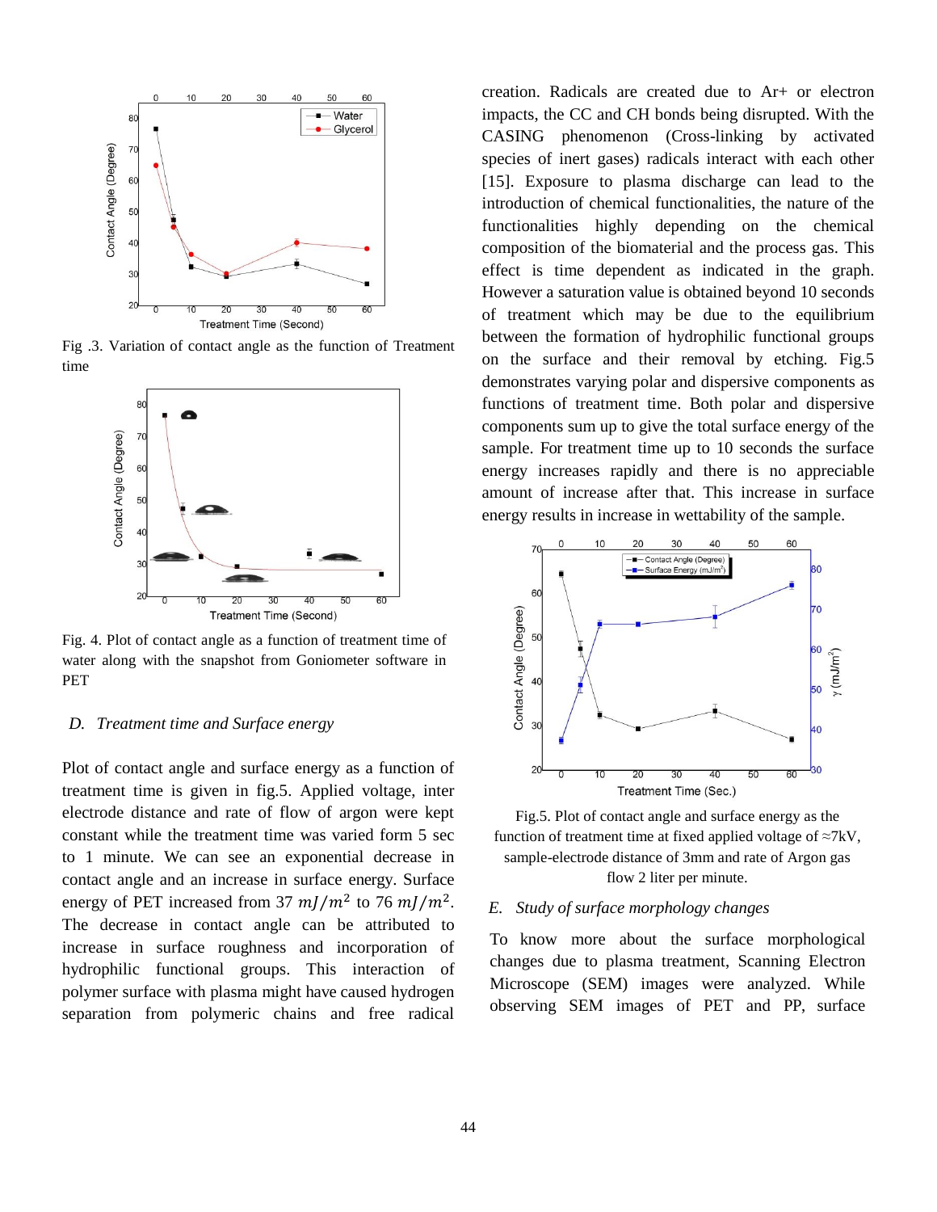0 10 20 30 40 50 60

Contact Angle (Degree)

80 70 60 50 40 30 20

Water
Glycerol

0 10 20 30 40 50 60

Treatment Time (Second)

Fig .3. Variation of contact angle as the function of Treatment time

Contact Angle (Degree)

80 70 60 50 40 30 20

0 10 20 30 40 50 60

Treatment Time (Second)

Fig. 4. Plot of contact angle as a function of treatment time of water along with the snapshot from Goniometer software in PET

### *D. Treatment time and Surface energy*

Plot of contact angle and surface energy as a function of treatment time is given in fig.5. Applied voltage, inter electrode distance and rate of flow of argon were kept constant while the treatment time was varied form 5 sec to 1 minute. We can see an exponential decrease in contact angle and an increase in surface energy. Surface energy of PET increased from 37 $mJ/m^2$ to 76 $mJ/m^2$. The decrease in contact angle can be attributed to increase in surface roughness and incorporation of hydrophilic functional groups. This interaction of polymer surface with plasma might have caused hydrogen separation from polymeric chains and free radical creation. Radicals are created due to Ar+ or electron impacts, the CC and CH bonds being disrupted. With the CASING phenomenon (Cross-linking by activated species of inert gases) radicals interact with each other [15]. Exposure to plasma discharge can lead to the introduction of chemical functionalities, the nature of the functionalities highly depending on the chemical composition of the biomaterial and the process gas. This effect is time dependent as indicated in the graph. However a saturation value is obtained beyond 10 seconds of treatment which may be due to the equilibrium between the formation of hydrophilic functional groups on the surface and their removal by etching. Fig.5 demonstrates varying polar and dispersive components as functions of treatment time. Both polar and dispersive components sum up to give the total surface energy of the sample. For treatment time up to 10 seconds the surface energy increases rapidly and there is no appreciable amount of increase after that. This increase in surface energy results in increase in wettability of the sample.

0 10 20 30 40 50 60

Contact Angle (Degree)
Surface Energy (mJ/m$^2$)

Contact Angle (Degree)

70 60 50 40 30 20

80 70 60 50 40 30

$\gamma$ (mJ/m$^2$)

0 10 20 30 40 50 60

Treatment Time (Sec.)

Fig.5. Plot of contact angle and surface energy as the function of treatment time at fixed applied voltage of ≈7kV, sample-electrode distance of 3mm and rate of Argon gas flow 2 liter per minute.

### *E. Study of surface morphology changes*

To know more about the surface morphological changes due to plasma treatment, Scanning Electron Microscope (SEM) images were analyzed. While observing SEM images of PET and PP, surface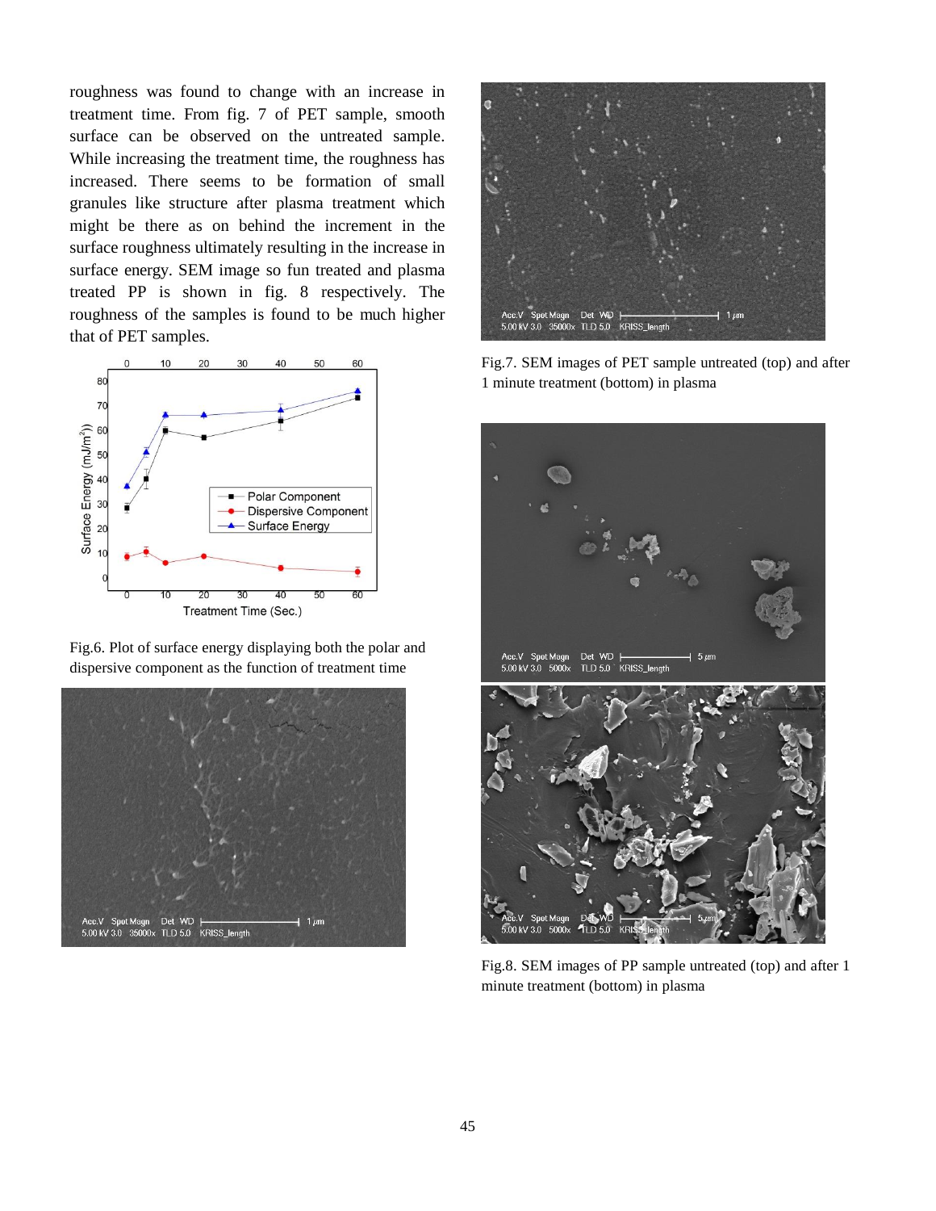roughness was found to change with an increase in treatment time. From fig. 7 of PET sample, smooth surface can be observed on the untreated sample. While increasing the treatment time, the roughness has increased. There seems to be formation of small granules like structure after plasma treatment which might be there as on behind the increment in the surface roughness ultimately resulting in the increase in surface energy. SEM image so fun treated and plasma treated PP is shown in fig. 8 respectively. The roughness of the samples is found to be much higher that of PET samples.

Surface Energy (mJ/m$^2$))
Treatment Time (Sec.)
0 10 20 30 40 50 60
0 10 20 30 40 50 60 70 80
Polar Component
Dispersive Component
Surface Energy

Fig.6. Plot of surface energy displaying both the polar and dispersive component as the function of treatment time

Acc.V Spot Magn Det WD 1 μm
5.00 kV 3.0 35000x TLD 5.0 KRISS_length

Acc.V Spot Magn Det WD 1 μm
5.00 kV 3.0 35000x TLD 5.0 KRISS_length

Fig.7. SEM images of PET sample untreated (top) and after 1 minute treatment (bottom) in plasma

Acc.V Spot Magn Det WD 5 μm
5.00 kV 3.0 5000x TLD 5.0 KRISS_length

Acc.V Spot Magn Det WD 5 μm
5.00 kV 3.0 5000x TLD 5.0 KRISS_length

Fig.8. SEM images of PP sample untreated (top) and after 1 minute treatment (bottom) in plasma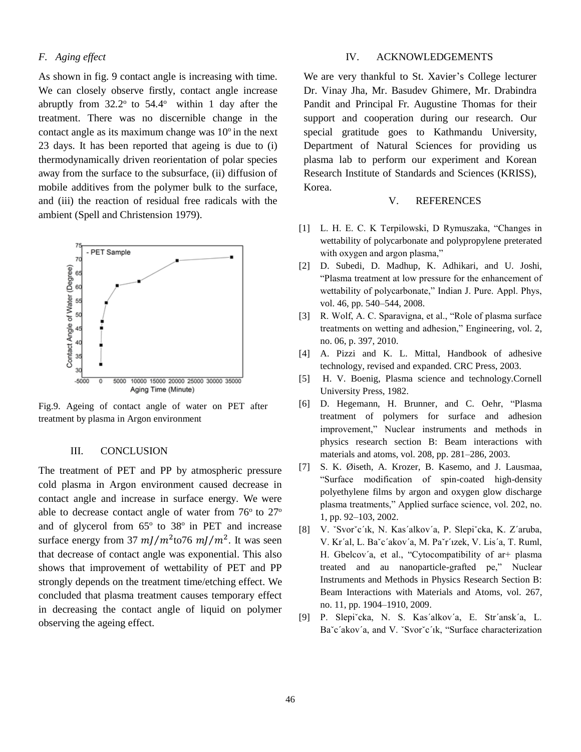### F. Aging effect

As shown in fig. 9 contact angle is increasing with time. We can closely observe firstly, contact angle increase abruptly from 32.2° to 54.4° within 1 day after the treatment. There was no discernible change in the contact angle as its maximum change was 10° in the next 23 days. It has been reported that ageing is due to (i) thermodynamically driven reorientation of polar species away from the surface to the subsurface, (ii) diffusion of mobile additives from the polymer bulk to the surface, and (iii) the reaction of residual free radicals with the ambient (Spell and Christension 1979).

- PET Sample

Contact Angle of Water (Degree)

75
70
65
60
55
50
45
40
35
30

-5000 0 5000 10000 15000 20000 25000 30000 35000

Aging Time (Minute)

Fig.9. Ageing of contact angle of water on PET after treatment by plasma in Argon environment

## III. CONCLUSION

The treatment of PET and PP by atmospheric pressure cold plasma in Argon environment caused decrease in contact angle and increase in surface energy. We were able to decrease contact angle of water from 76° to 27° and of glycerol from 65° to 38° in PET and increase surface energy from 37 $mJ/m^2$to76 $mJ/m^2$. It was seen that decrease of contact angle was exponential. This also shows that improvement of wettability of PET and PP strongly depends on the treatment time/etching effect. We concluded that plasma treatment causes temporary effect in decreasing the contact angle of liquid on polymer observing the ageing effect.

## IV. ACKNOWLEDGEMENTS

We are very thankful to St. Xavier's College lecturer Dr. Vinay Jha, Mr. Basudev Ghimere, Mr. Drabindra Pandit and Principal Fr. Augustine Thomas for their support and cooperation during our research. Our special gratitude goes to Kathmandu University, Department of Natural Sciences for providing us plasma lab to perform our experiment and Korean Research Institute of Standards and Sciences (KRISS), Korea.

## V. REFERENCES

[1] L. H. E. C. K Terpilowski, D Rymuszaka, "Changes in wettability of polycarbonate and polypropylene preterated with oxygen and argon plasma,"

[2] D. Subedi, D. Madhup, K. Adhikari, and U. Joshi, "Plasma treatment at low pressure for the enhancement of wettability of polycarbonate," Indian J. Pure. Appl. Phys, vol. 46, pp. 540–544, 2008.

[3] R. Wolf, A. C. Sparavigna, et al., "Role of plasma surface treatments on wetting and adhesion," Engineering, vol. 2, no. 06, p. 397, 2010.

[4] A. Pizzi and K. L. Mittal, Handbook of adhesive technology, revised and expanded. CRC Press, 2003.

[5] H. V. Boenig, Plasma science and technology.Cornell University Press, 1982.

[6] D. Hegemann, H. Brunner, and C. Oehr, "Plasma treatment of polymers for surface and adhesion improvement," Nuclear instruments and methods in physics research section B: Beam interactions with materials and atoms, vol. 208, pp. 281–286, 2003.

[7] S. K. Øiseth, A. Krozer, B. Kasemo, and J. Lausmaa, "Surface modification of spin-coated high-density polyethylene films by argon and oxygen glow discharge plasma treatments," Applied surface science, vol. 202, no. 1, pp. 92–103, 2002.

[8] V. ˇSvorˇc´ık, N. Kas´alkov´a, P. Slepiˇcka, K. Z´aruba, V. Kr´al, L. Baˇc´akov´a, M. Paˇr´ızek, V. Lis´a, T. Ruml, H. Gbelcov´a, et al., "Cytocompatibility of ar+ plasma treated and au nanoparticle-grafted pe," Nuclear Instruments and Methods in Physics Research Section B: Beam Interactions with Materials and Atoms, vol. 267, no. 11, pp. 1904–1910, 2009.

[9] P. Slepiˇcka, N. S. Kas´alkov´a, E. Str´ansk´a, L. Baˇc´akov´a, and V. ˇSvorˇc´ık, "Surface characterization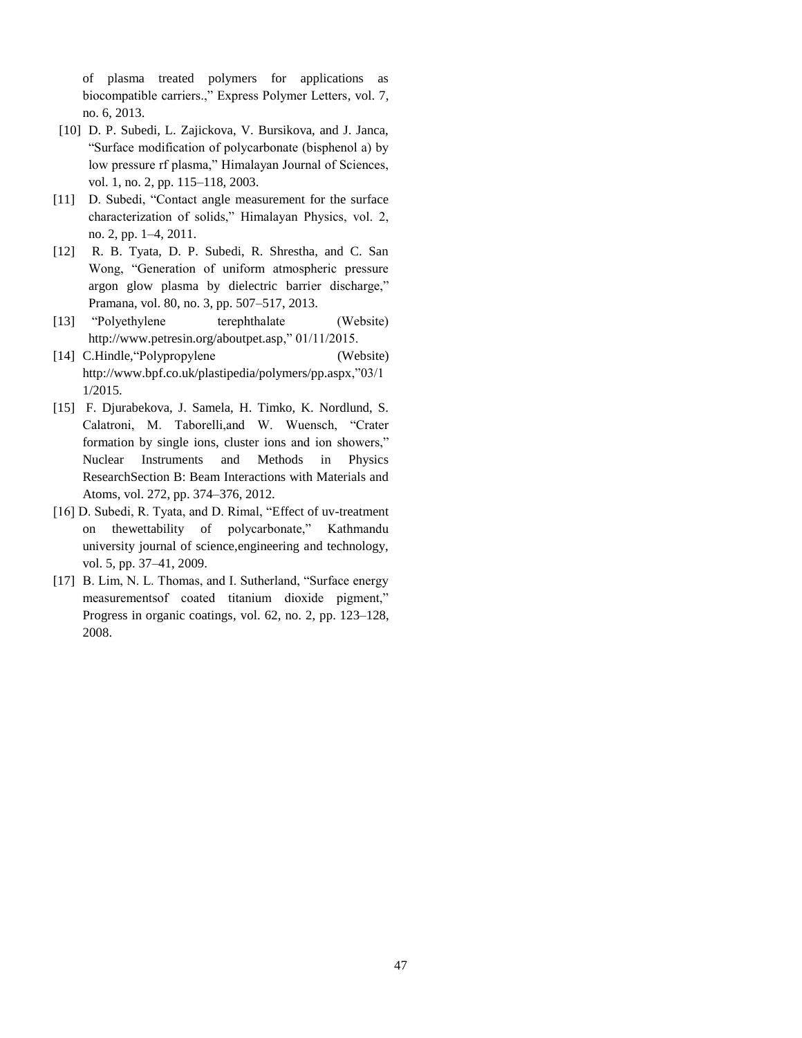of plasma treated polymers for applications as biocompatible carriers.," Express Polymer Letters, vol. 7, no. 6, 2013.

[10] D. P. Subedi, L. Zajickova, V. Bursikova, and J. Janca, "Surface modification of polycarbonate (bisphenol a) by low pressure rf plasma," Himalayan Journal of Sciences, vol. 1, no. 2, pp. 115–118, 2003.

[11] D. Subedi, "Contact angle measurement for the surface characterization of solids," Himalayan Physics, vol. 2, no. 2, pp. 1–4, 2011.

[12] R. B. Tyata, D. P. Subedi, R. Shrestha, and C. San Wong, "Generation of uniform atmospheric pressure argon glow plasma by dielectric barrier discharge," Pramana, vol. 80, no. 3, pp. 507–517, 2013.

[13] "Polyethylene terephthalate (Website) http://www.petresin.org/aboutpet.asp," 01/11/2015.

[14] C.Hindle,"Polypropylene (Website) http://www.bpf.co.uk/plastipedia/polymers/pp.aspx,"03/11/2015.

[15] F. Djurabekova, J. Samela, H. Timko, K. Nordlund, S. Calatroni, M. Taborelli,and W. Wuensch, "Crater formation by single ions, cluster ions and ion showers," Nuclear Instruments and Methods in Physics ResearchSection B: Beam Interactions with Materials and Atoms, vol. 272, pp. 374–376, 2012.

[16] D. Subedi, R. Tyata, and D. Rimal, "Effect of uv-treatment on thewettability of polycarbonate," Kathmandu university journal of science,engineering and technology, vol. 5, pp. 37–41, 2009.

[17] B. Lim, N. L. Thomas, and I. Sutherland, "Surface energy measurementsof coated titanium dioxide pigment," Progress in organic coatings, vol. 62, no. 2, pp. 123–128, 2008.